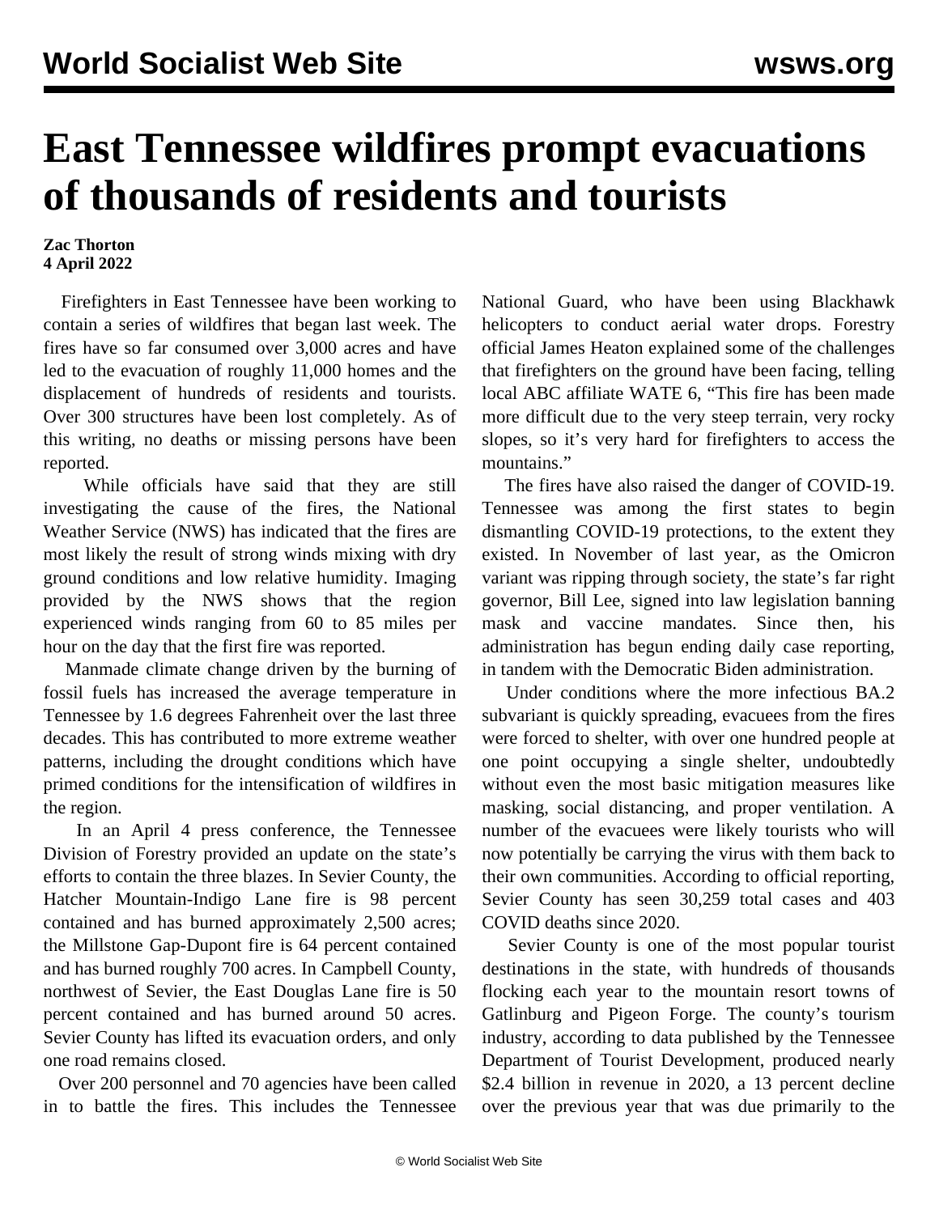# East Tennessee wildfires prompt evacuations of thousands of residents and tourists

**Zac Thorton**
**4 April 2022**

Firefighters in East Tennessee have been working to contain a series of wildfires that began last week. The fires have so far consumed over 3,000 acres and have led to the evacuation of roughly 11,000 homes and the displacement of hundreds of residents and tourists. Over 300 structures have been lost completely. As of this writing, no deaths or missing persons have been reported.

While officials have said that they are still investigating the cause of the fires, the National Weather Service (NWS) has indicated that the fires are most likely the result of strong winds mixing with dry ground conditions and low relative humidity. Imaging provided by the NWS shows that the region experienced winds ranging from 60 to 85 miles per hour on the day that the first fire was reported.

Manmade climate change driven by the burning of fossil fuels has increased the average temperature in Tennessee by 1.6 degrees Fahrenheit over the last three decades. This has contributed to more extreme weather patterns, including the drought conditions which have primed conditions for the intensification of wildfires in the region.

In an April 4 press conference, the Tennessee Division of Forestry provided an update on the state's efforts to contain the three blazes. In Sevier County, the Hatcher Mountain-Indigo Lane fire is 98 percent contained and has burned approximately 2,500 acres; the Millstone Gap-Dupont fire is 64 percent contained and has burned roughly 700 acres. In Campbell County, northwest of Sevier, the East Douglas Lane fire is 50 percent contained and has burned around 50 acres. Sevier County has lifted its evacuation orders, and only one road remains closed.

Over 200 personnel and 70 agencies have been called in to battle the fires. This includes the Tennessee National Guard, who have been using Blackhawk helicopters to conduct aerial water drops. Forestry official James Heaton explained some of the challenges that firefighters on the ground have been facing, telling local ABC affiliate WATE 6, "This fire has been made more difficult due to the very steep terrain, very rocky slopes, so it's very hard for firefighters to access the mountains."

The fires have also raised the danger of COVID-19. Tennessee was among the first states to begin dismantling COVID-19 protections, to the extent they existed. In November of last year, as the Omicron variant was ripping through society, the state's far right governor, Bill Lee, signed into law legislation banning mask and vaccine mandates. Since then, his administration has begun ending daily case reporting, in tandem with the Democratic Biden administration.

Under conditions where the more infectious BA.2 subvariant is quickly spreading, evacuees from the fires were forced to shelter, with over one hundred people at one point occupying a single shelter, undoubtedly without even the most basic mitigation measures like masking, social distancing, and proper ventilation. A number of the evacuees were likely tourists who will now potentially be carrying the virus with them back to their own communities. According to official reporting, Sevier County has seen 30,259 total cases and 403 COVID deaths since 2020.

Sevier County is one of the most popular tourist destinations in the state, with hundreds of thousands flocking each year to the mountain resort towns of Gatlinburg and Pigeon Forge. The county's tourism industry, according to data published by the Tennessee Department of Tourist Development, produced nearly $2.4 billion in revenue in 2020, a 13 percent decline over the previous year that was due primarily to the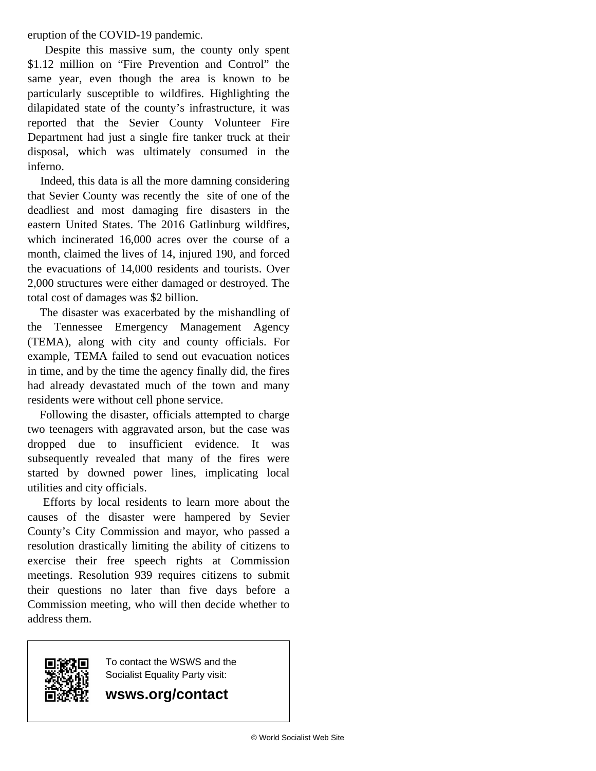eruption of the COVID-19 pandemic.

Despite this massive sum, the county only spent $1.12 million on “Fire Prevention and Control” the same year, even though the area is known to be particularly susceptible to wildfires. Highlighting the dilapidated state of the county’s infrastructure, it was reported that the Sevier County Volunteer Fire Department had just a single fire tanker truck at their disposal, which was ultimately consumed in the inferno.

Indeed, this data is all the more damning considering that Sevier County was recently the site of one of the deadliest and most damaging fire disasters in the eastern United States. The 2016 Gatlinburg wildfires, which incinerated 16,000 acres over the course of a month, claimed the lives of 14, injured 190, and forced the evacuations of 14,000 residents and tourists. Over 2,000 structures were either damaged or destroyed. The total cost of damages was $2 billion.

The disaster was exacerbated by the mishandling of the Tennessee Emergency Management Agency (TEMA), along with city and county officials. For example, TEMA failed to send out evacuation notices in time, and by the time the agency finally did, the fires had already devastated much of the town and many residents were without cell phone service.

Following the disaster, officials attempted to charge two teenagers with aggravated arson, but the case was dropped due to insufficient evidence. It was subsequently revealed that many of the fires were started by downed power lines, implicating local utilities and city officials.

Efforts by local residents to learn more about the causes of the disaster were hampered by Sevier County’s City Commission and mayor, who passed a resolution drastically limiting the ability of citizens to exercise their free speech rights at Commission meetings. Resolution 939 requires citizens to submit their questions no later than five days before a Commission meeting, who will then decide whether to address them.

To contact the WSWS and the Socialist Equality Party visit:

**wsws.org/contact**